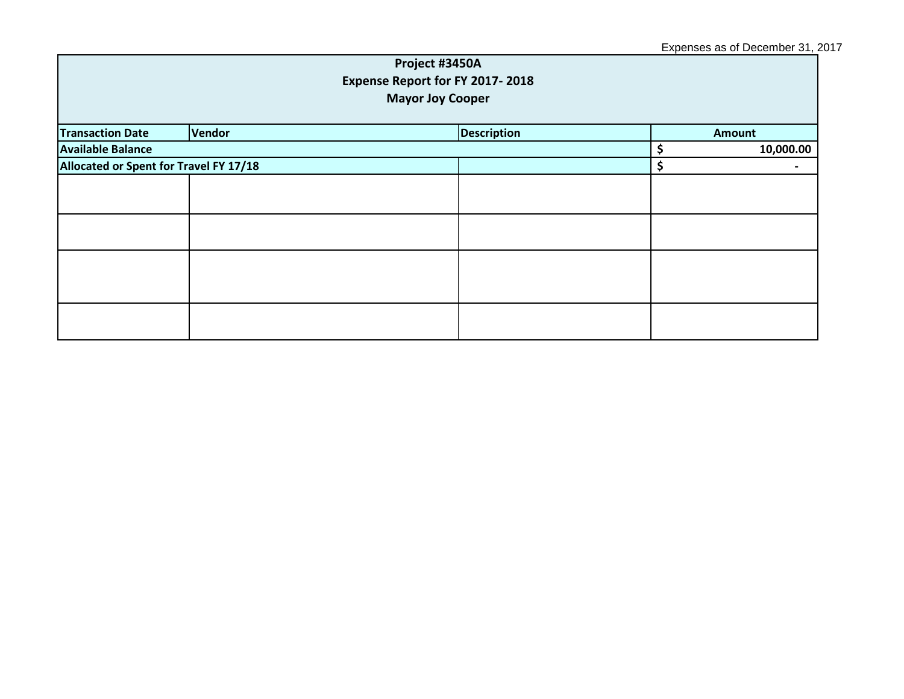Expenses as of December 31, 2017

| Project #3450A<br>Expense Report for FY 2017- 2018<br>Mayor Joy Cooper | | | |
|---|---|---|---|
| **Transaction Date** | **Vendor** | **Description** | **Amount** |
| **Available Balance** | | | **$ 10,000.00** |
| **Allocated or Spent for Travel FY 17/18** | | | **$ -** |
| | | | |
| | | | |
| | | | |
| | | | |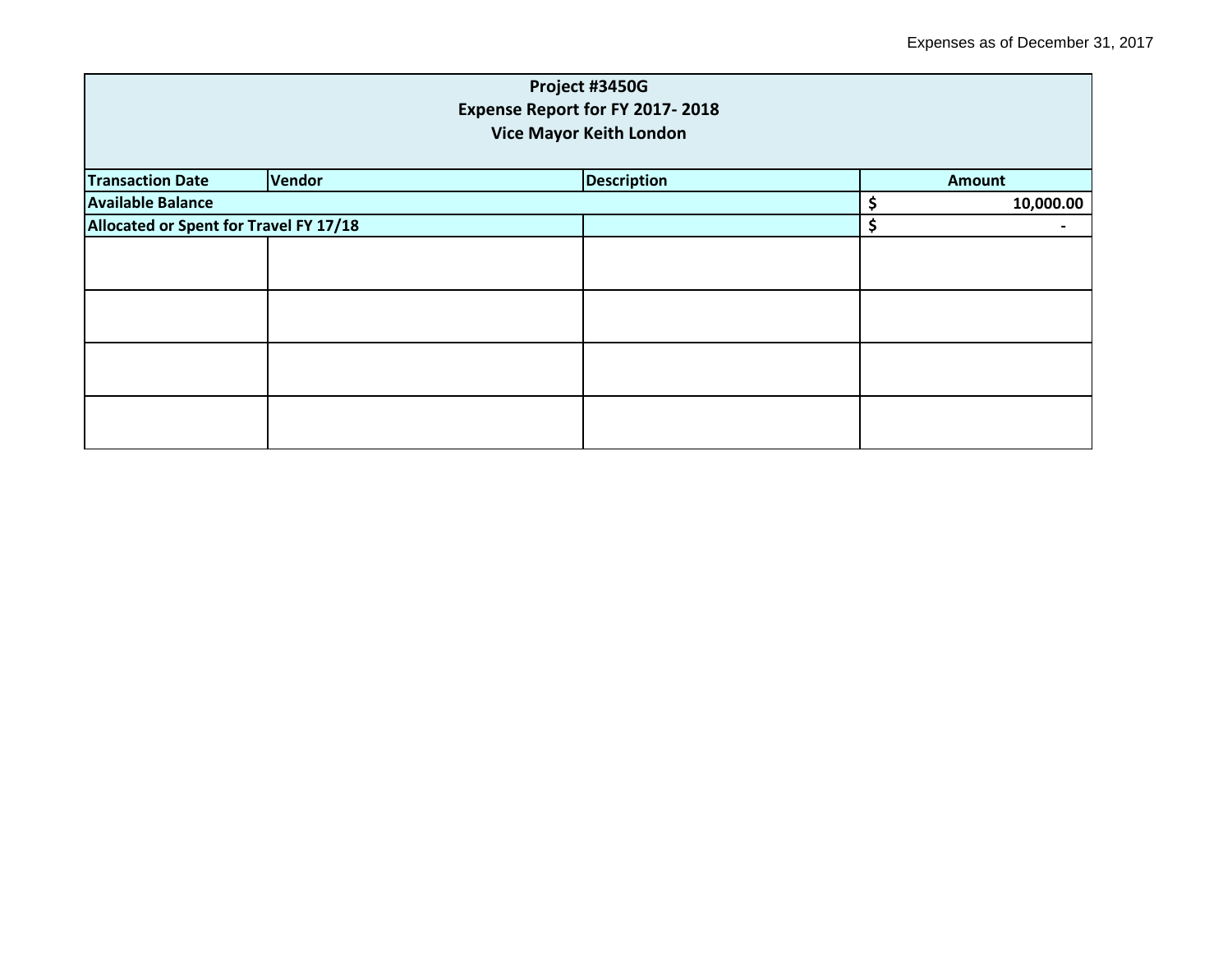Expenses as of December 31, 2017

| Project #3450G<br>Expense Report for FY 2017- 2018<br>Vice Mayor Keith London | | | |
|---|---|---|---|
| **Transaction Date** | **Vendor** | **Description** | **Amount** |
| **Available Balance** | | | **$ 10,000.00** |
| **Allocated or Spent for Travel FY 17/18** | | | **$ -** |
| | | | |
| | | | |
| | | | |
| | | | |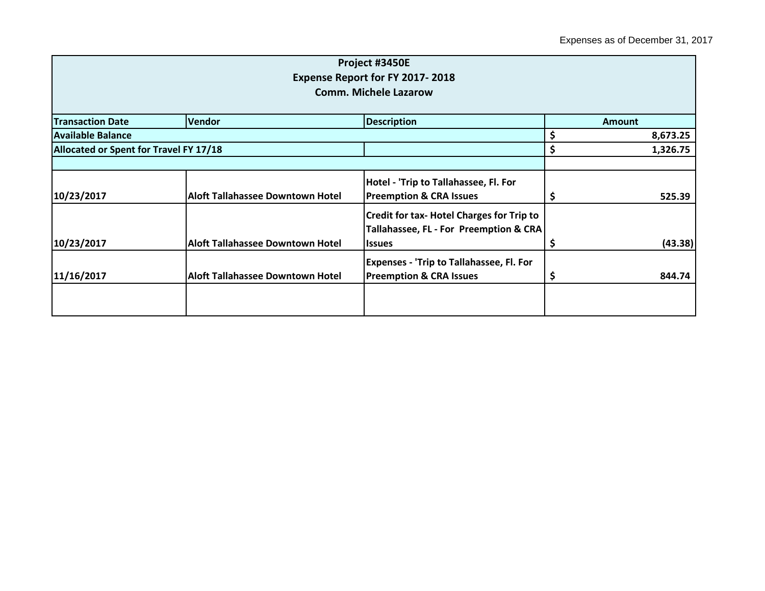Expenses as of December 31, 2017

| Project #3450E<br>Expense Report for FY 2017- 2018<br>Comm. Michele Lazarow | | | |
|---|---|---|---|
| **Transaction Date** | **Vendor** | **Description** | **Amount** |
| **Available Balance** | | | **$ 8,673.25** |
| **Allocated or Spent for Travel FY 17/18** | | | **$ 1,326.75** |
| | | | |
| **10/23/2017** | **Aloft Tallahassee Downtown Hotel** | **Hotel - 'Trip to Tallahassee, Fl. For Preemption & CRA Issues** | **$ 525.39** |
| **10/23/2017** | **Aloft Tallahassee Downtown Hotel** | **Credit for tax- Hotel Charges for Trip to Tallahassee, FL - For Preemption & CRA Issues** | **$ (43.38)** |
| **11/16/2017** | **Aloft Tallahassee Downtown Hotel** | **Expenses - 'Trip to Tallahassee, Fl. For Preemption & CRA Issues** | **$ 844.74** |
| | | | |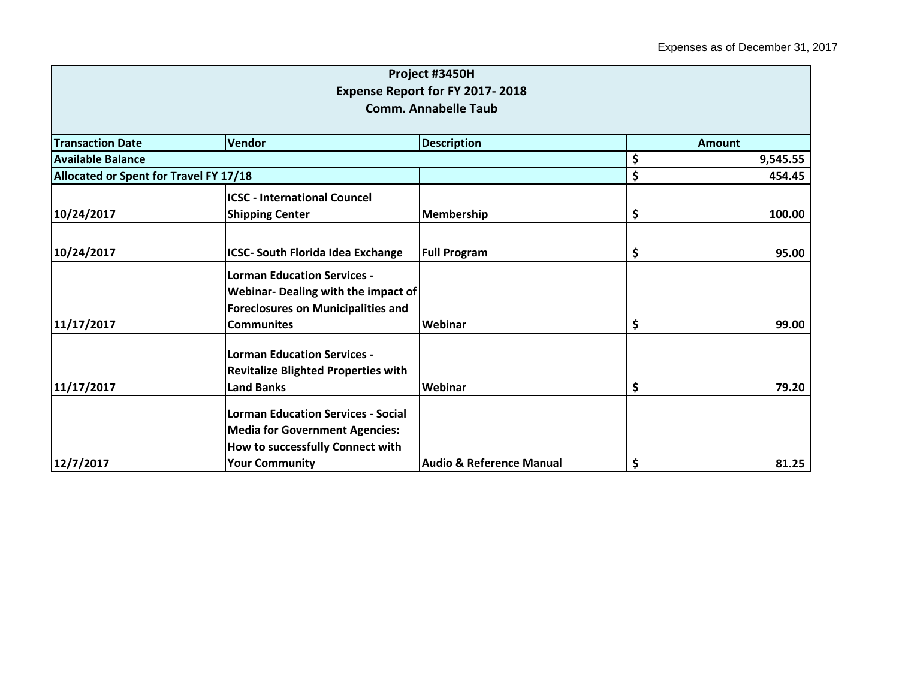Expenses as of December 31, 2017

| **Project #3450H<br>Expense Report for FY 2017- 2018<br>Comm. Annabelle Taub** | | | |
|---|---|---|---|
| **Transaction Date** | **Vendor** | **Description** | **Amount** |
| **Available Balance** | | | **$ 9,545.55** |
| **Allocated or Spent for Travel FY 17/18** | | | **$ 454.45** |
| **10/24/2017** | **ICSC - International Councel Shipping Center** | **Membership** | **$ 100.00** |
| **10/24/2017** | **ICSC- South Florida Idea Exchange** | **Full Program** | **$ 95.00** |
| **11/17/2017** | **Lorman Education Services - Webinar- Dealing with the impact of Foreclosures on Municipalities and Communites** | **Webinar** | **$ 99.00** |
| **11/17/2017** | **Lorman Education Services - Revitalize Blighted Properties with Land Banks** | **Webinar** | **$ 79.20** |
| **12/7/2017** | **Lorman Education Services - Social Media for Government Agencies: How to successfully Connect with Your Community** | **Audio & Reference Manual** | **$ 81.25** |